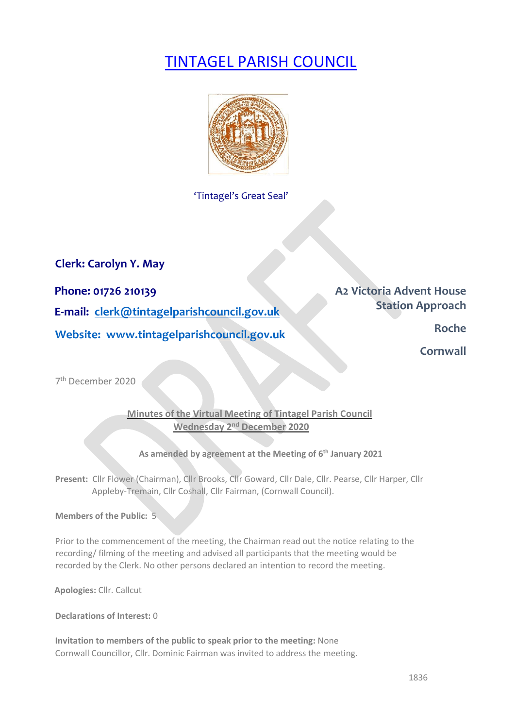# TINTAGEL PARISH COUNCIL

'Tintagel's Great Seal'

**Clerk: Carolyn Y. May**

**Phone: 01726 210139**

**E-mail: clerk@tintagelparishcouncil.gov.uk**

**Website: www.tintagelparishcouncil.gov.uk**

**A2 Victoria Advent House**
**Station Approach**
**Roche**
**Cornwall**

7th December 2020

**Minutes of the Virtual Meeting of Tintagel Parish Council**
**Wednesday 2nd December 2020**

**As amended by agreement at the Meeting of 6th January 2021**

**Present:** Cllr Flower (Chairman), Cllr Brooks, Cllr Goward, Cllr Dale, Cllr. Pearse, Cllr Harper, Cllr Appleby-Tremain, Cllr Coshall, Cllr Fairman, (Cornwall Council).

**Members of the Public:** 5

Prior to the commencement of the meeting, the Chairman read out the notice relating to the recording/ filming of the meeting and advised all participants that the meeting would be recorded by the Clerk. No other persons declared an intention to record the meeting.

**Apologies:** Cllr. Callcut

**Declarations of Interest:** 0

**Invitation to members of the public to speak prior to the meeting:** None
Cornwall Councillor, Cllr. Dominic Fairman was invited to address the meeting.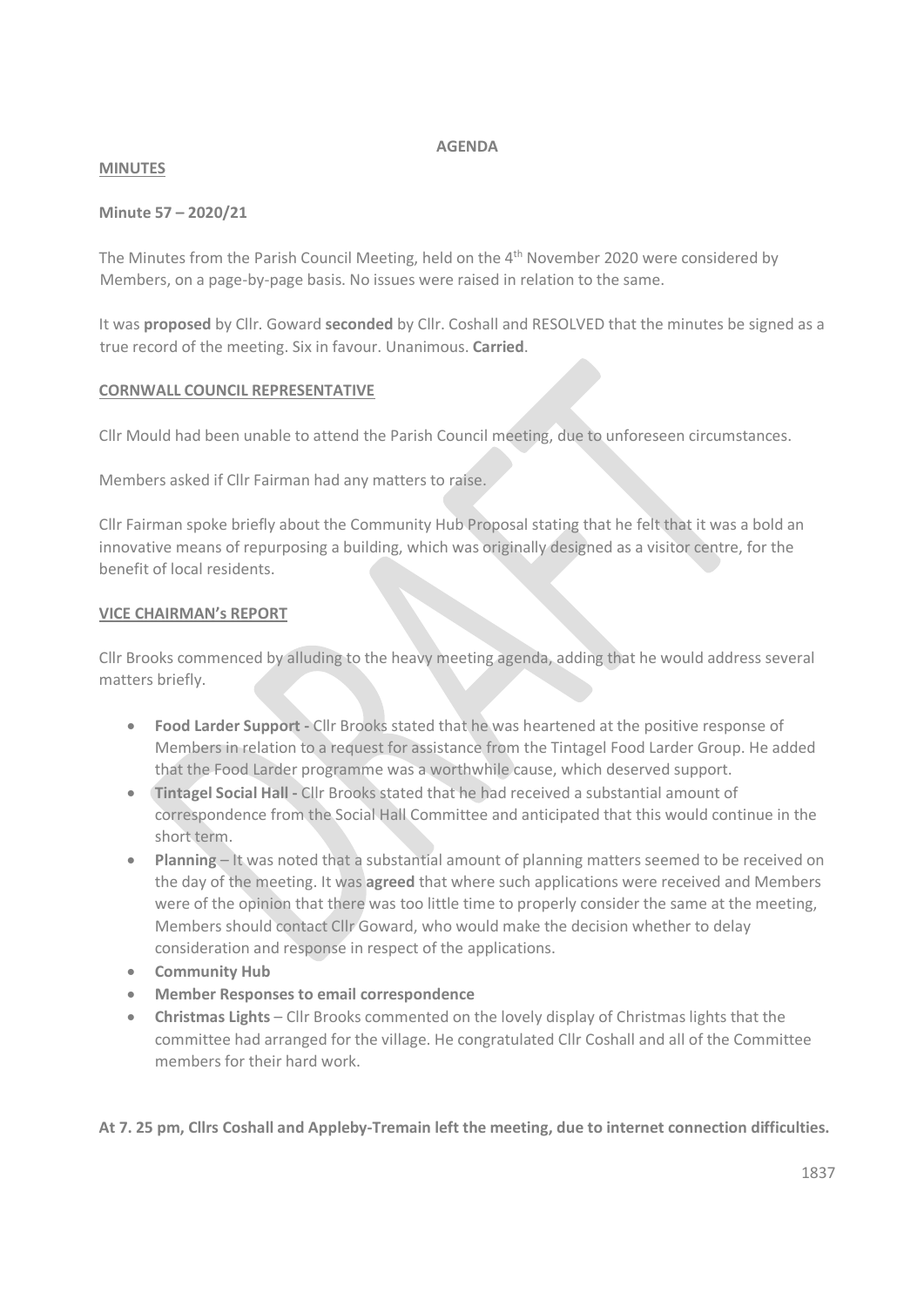**AGENDA**

**MINUTES**

**Minute 57 – 2020/21**

The Minutes from the Parish Council Meeting, held on the 4th November 2020 were considered by Members, on a page-by-page basis. No issues were raised in relation to the same.

It was **proposed** by Cllr. Goward **seconded** by Cllr. Coshall and RESOLVED that the minutes be signed as a true record of the meeting. Six in favour. Unanimous. **Carried**.

**CORNWALL COUNCIL REPRESENTATIVE**

Cllr Mould had been unable to attend the Parish Council meeting, due to unforeseen circumstances.

Members asked if Cllr Fairman had any matters to raise.

Cllr Fairman spoke briefly about the Community Hub Proposal stating that he felt that it was a bold an innovative means of repurposing a building, which was originally designed as a visitor centre, for the benefit of local residents.

**VICE CHAIRMAN's REPORT**

Cllr Brooks commenced by alluding to the heavy meeting agenda, adding that he would address several matters briefly.

- **Food Larder Support -** Cllr Brooks stated that he was heartened at the positive response of Members in relation to a request for assistance from the Tintagel Food Larder Group. He added that the Food Larder programme was a worthwhile cause, which deserved support.
- **Tintagel Social Hall -** Cllr Brooks stated that he had received a substantial amount of correspondence from the Social Hall Committee and anticipated that this would continue in the short term.
- **Planning** – It was noted that a substantial amount of planning matters seemed to be received on the day of the meeting. It was **agreed** that where such applications were received and Members were of the opinion that there was too little time to properly consider the same at the meeting, Members should contact Cllr Goward, who would make the decision whether to delay consideration and response in respect of the applications.
- **Community Hub**
- **Member Responses to email correspondence**
- **Christmas Lights** – Cllr Brooks commented on the lovely display of Christmas lights that the committee had arranged for the village. He congratulated Cllr Coshall and all of the Committee members for their hard work.

**At 7. 25 pm, Cllrs Coshall and Appleby-Tremain left the meeting, due to internet connection difficulties.**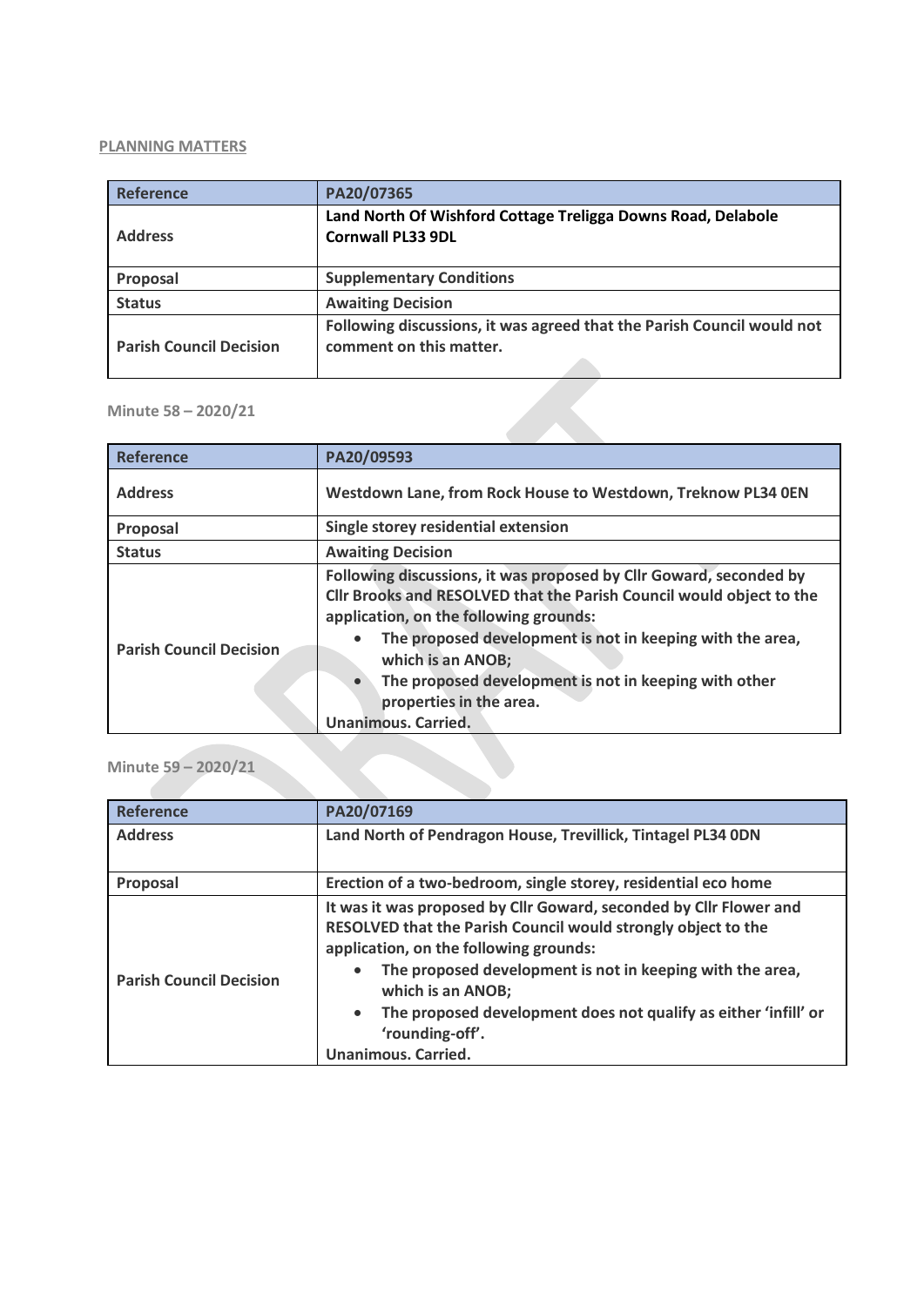**PLANNING MATTERS**

| Reference | PA20/07365 |
| --- | --- |
| Address | Land North Of Wishford Cottage Treligga Downs Road, Delabole Cornwall PL33 9DL |
| Proposal | Supplementary Conditions |
| Status | Awaiting Decision |
| Parish Council Decision | Following discussions, it was agreed that the Parish Council would not comment on this matter. |

Minute 58 – 2020/21

| Reference | PA20/09593 |
| --- | --- |
| Address | Westdown Lane, from Rock House to Westdown, Treknow PL34 0EN |
| Proposal | Single storey residential extension |
| Status | Awaiting Decision |
| Parish Council Decision | Following discussions, it was proposed by Cllr Goward, seconded by Cllr Brooks and RESOLVED that the Parish Council would object to the application, on the following grounds:<br>• The proposed development is not in keeping with the area, which is an ANOB;<br>• The proposed development is not in keeping with other properties in the area.<br>Unanimous. Carried. |

Minute 59 – 2020/21

| Reference | PA20/07169 |
| --- | --- |
| Address | Land North of Pendragon House, Trevillick, Tintagel PL34 0DN |
| Proposal | Erection of a two-bedroom, single storey, residential eco home |
| Parish Council Decision | It was it was proposed by Cllr Goward, seconded by Cllr Flower and RESOLVED that the Parish Council would strongly object to the application, on the following grounds:<br>• The proposed development is not in keeping with the area, which is an ANOB;<br>• The proposed development does not qualify as either 'infill' or 'rounding-off'.<br>Unanimous. Carried. |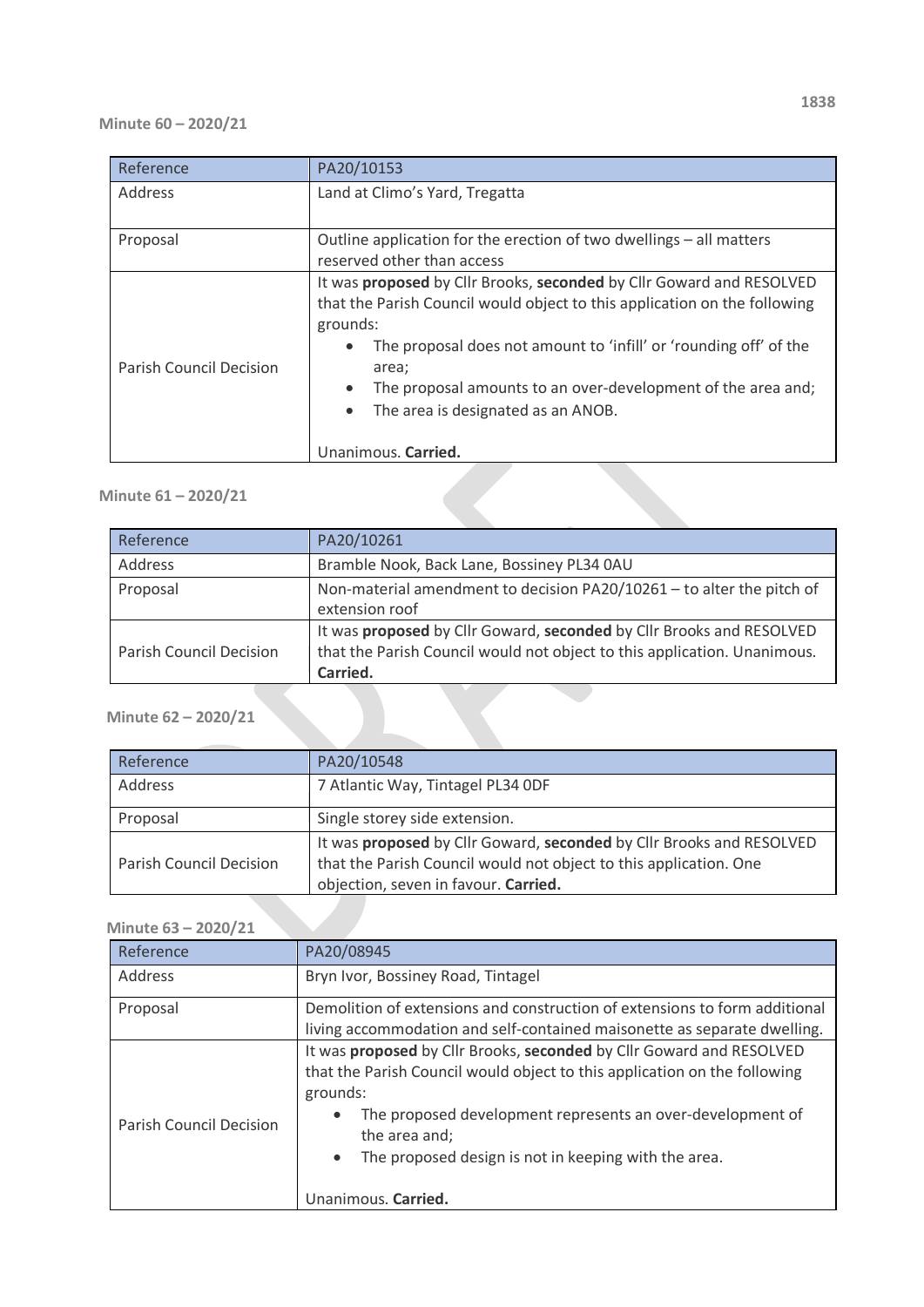**Minute 60 – 2020/21**

| Reference | PA20/10153 |
|---|---|
| Address | Land at Climo's Yard, Tregatta |
| Proposal | Outline application for the erection of two dwellings – all matters reserved other than access |
| Parish Council Decision | It was **proposed** by Cllr Brooks, **seconded** by Cllr Goward and RESOLVED that the Parish Council would object to this application on the following grounds:<br>• The proposal does not amount to 'infill' or 'rounding off' of the area;<br>• The proposal amounts to an over-development of the area and;<br>• The area is designated as an ANOB.<br><br>Unanimous. **Carried.** |

**Minute 61 – 2020/21**

| Reference | PA20/10261 |
|---|---|
| Address | Bramble Nook, Back Lane, Bossiney PL34 0AU |
| Proposal | Non-material amendment to decision PA20/10261 – to alter the pitch of extension roof |
| Parish Council Decision | It was **proposed** by Cllr Goward, **seconded** by Cllr Brooks and RESOLVED that the Parish Council would not object to this application. Unanimous. **Carried.** |

**Minute 62 – 2020/21**

| Reference | PA20/10548 |
|---|---|
| Address | 7 Atlantic Way, Tintagel PL34 0DF |
| Proposal | Single storey side extension. |
| Parish Council Decision | It was **proposed** by Cllr Goward, **seconded** by Cllr Brooks and RESOLVED that the Parish Council would not object to this application. One objection, seven in favour. **Carried.** |

**Minute 63 – 2020/21**

| Reference | PA20/08945 |
|---|---|
| Address | Bryn Ivor, Bossiney Road, Tintagel |
| Proposal | Demolition of extensions and construction of extensions to form additional living accommodation and self-contained maisonette as separate dwelling. |
| Parish Council Decision | It was **proposed** by Cllr Brooks, **seconded** by Cllr Goward and RESOLVED that the Parish Council would object to this application on the following grounds:<br>• The proposed development represents an over-development of the area and;<br>• The proposed design is not in keeping with the area.<br><br>Unanimous. **Carried.** |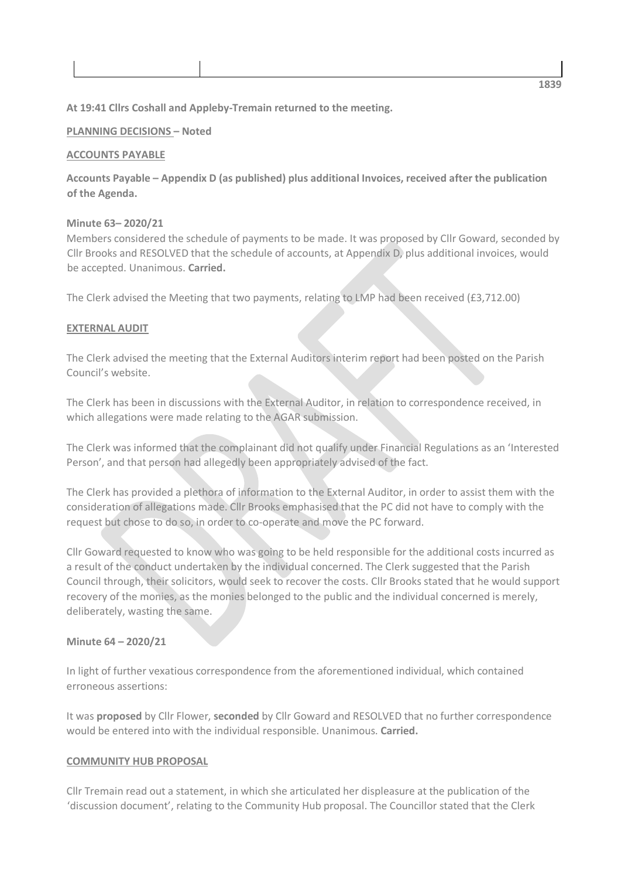**At 19:41 Cllrs Coshall and Appleby-Tremain returned to the meeting.**

**PLANNING DECISIONS – Noted**

**ACCOUNTS PAYABLE**

**Accounts Payable – Appendix D (as published) plus additional Invoices, received after the publication of the Agenda.**

**Minute 63– 2020/21**

Members considered the schedule of payments to be made. It was proposed by Cllr Goward, seconded by Cllr Brooks and RESOLVED that the schedule of accounts, at Appendix D, plus additional invoices, would be accepted. Unanimous. **Carried.**

The Clerk advised the Meeting that two payments, relating to LMP had been received (£3,712.00)

**EXTERNAL AUDIT**

The Clerk advised the meeting that the External Auditors interim report had been posted on the Parish Council's website.

The Clerk has been in discussions with the External Auditor, in relation to correspondence received, in which allegations were made relating to the AGAR submission.

The Clerk was informed that the complainant did not qualify under Financial Regulations as an 'Interested Person', and that person had allegedly been appropriately advised of the fact.

The Clerk has provided a plethora of information to the External Auditor, in order to assist them with the consideration of allegations made. Cllr Brooks emphasised that the PC did not have to comply with the request but chose to do so, in order to co-operate and move the PC forward.

Cllr Goward requested to know who was going to be held responsible for the additional costs incurred as a result of the conduct undertaken by the individual concerned. The Clerk suggested that the Parish Council through, their solicitors, would seek to recover the costs. Cllr Brooks stated that he would support recovery of the monies, as the monies belonged to the public and the individual concerned is merely, deliberately, wasting the same.

**Minute 64 – 2020/21**

In light of further vexatious correspondence from the aforementioned individual, which contained erroneous assertions:

It was **proposed** by Cllr Flower, **seconded** by Cllr Goward and RESOLVED that no further correspondence would be entered into with the individual responsible. Unanimous. **Carried.**

**COMMUNITY HUB PROPOSAL**

Cllr Tremain read out a statement, in which she articulated her displeasure at the publication of the 'discussion document', relating to the Community Hub proposal. The Councillor stated that the Clerk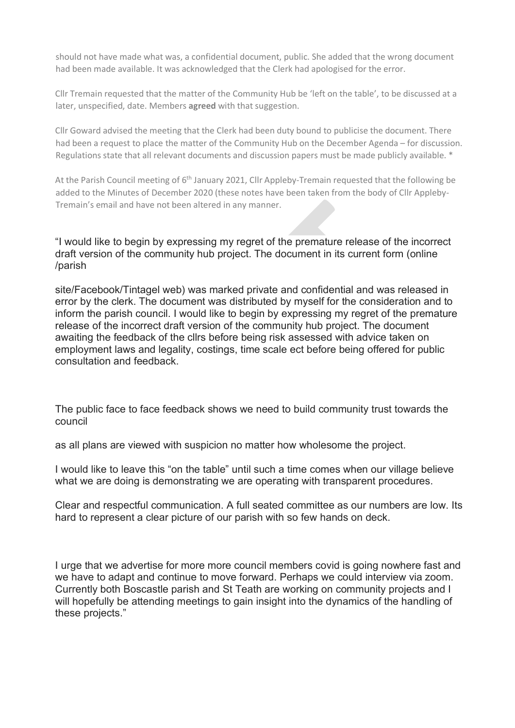should not have made what was, a confidential document, public. She added that the wrong document had been made available. It was acknowledged that the Clerk had apologised for the error.

Cllr Tremain requested that the matter of the Community Hub be 'left on the table', to be discussed at a later, unspecified, date. Members **agreed** with that suggestion.

Cllr Goward advised the meeting that the Clerk had been duty bound to publicise the document. There had been a request to place the matter of the Community Hub on the December Agenda – for discussion. Regulations state that all relevant documents and discussion papers must be made publicly available. *

At the Parish Council meeting of 6th January 2021, Cllr Appleby-Tremain requested that the following be added to the Minutes of December 2020 (these notes have been taken from the body of Cllr Appleby-Tremain's email and have not been altered in any manner.

"I would like to begin by expressing my regret of the premature release of the incorrect draft version of the community hub project. The document in its current form (online /parish

site/Facebook/Tintagel web) was marked private and confidential and was released in error by the clerk. The document was distributed by myself for the consideration and to inform the parish council. I would like to begin by expressing my regret of the premature release of the incorrect draft version of the community hub project. The document awaiting the feedback of the cllrs before being risk assessed with advice taken on employment laws and legality, costings, time scale ect before being offered for public consultation and feedback.

The public face to face feedback shows we need to build community trust towards the council

as all plans are viewed with suspicion no matter how wholesome the project.

I would like to leave this "on the table" until such a time comes when our village believe what we are doing is demonstrating we are operating with transparent procedures.

Clear and respectful communication. A full seated committee as our numbers are low. Its hard to represent a clear picture of our parish with so few hands on deck.

I urge that we advertise for more more council members covid is going nowhere fast and we have to adapt and continue to move forward. Perhaps we could interview via zoom. Currently both Boscastle parish and St Teath are working on community projects and I will hopefully be attending meetings to gain insight into the dynamics of the handling of these projects."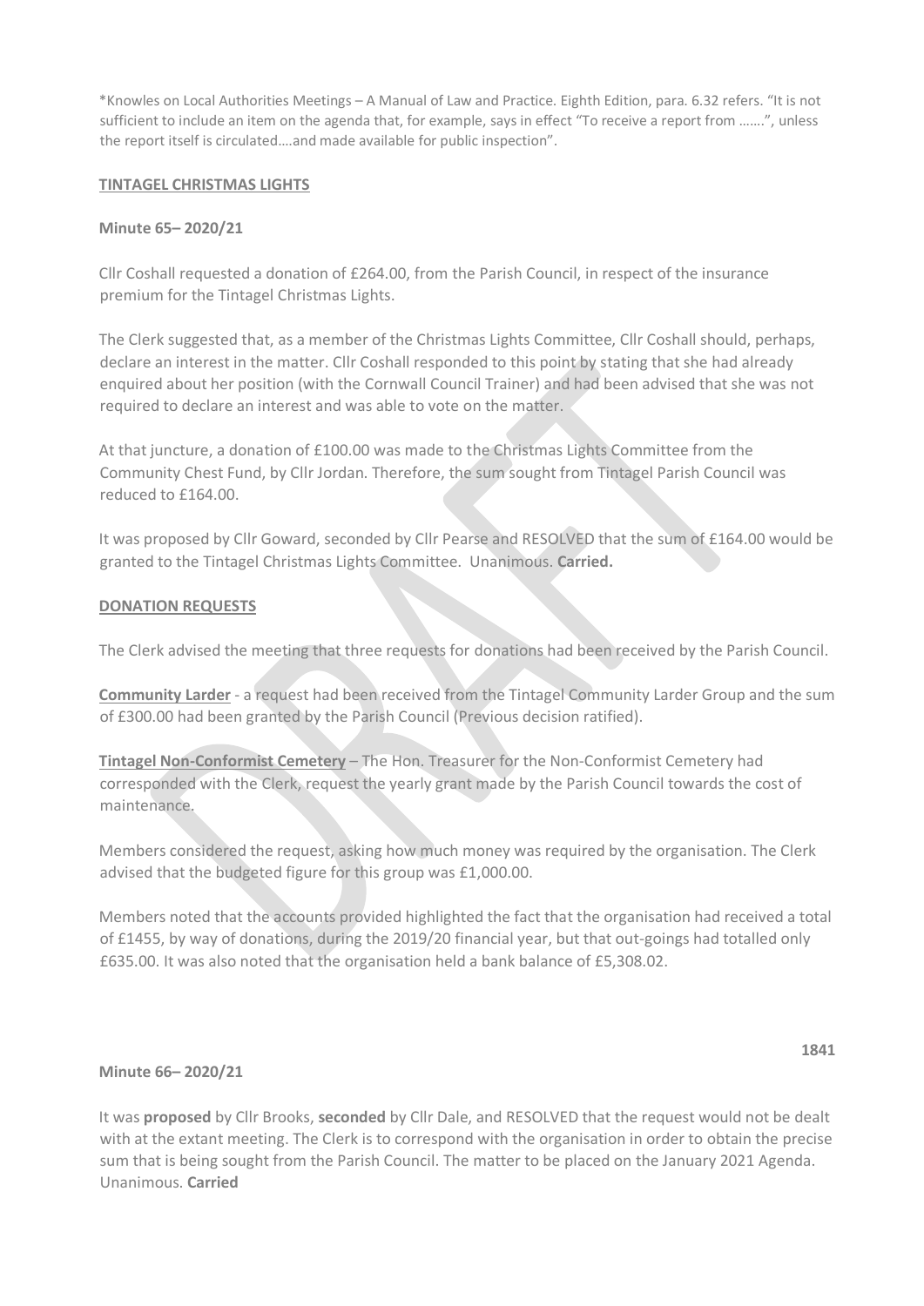*Knowles on Local Authorities Meetings – A Manual of Law and Practice. Eighth Edition, para. 6.32 refers. "It is not sufficient to include an item on the agenda that, for example, says in effect "To receive a report from …….", unless the report itself is circulated….and made available for public inspection".

## TINTAGEL CHRISTMAS LIGHTS

**Minute 65– 2020/21**

Cllr Coshall requested a donation of £264.00, from the Parish Council, in respect of the insurance premium for the Tintagel Christmas Lights.

The Clerk suggested that, as a member of the Christmas Lights Committee, Cllr Coshall should, perhaps, declare an interest in the matter. Cllr Coshall responded to this point by stating that she had already enquired about her position (with the Cornwall Council Trainer) and had been advised that she was not required to declare an interest and was able to vote on the matter.

At that juncture, a donation of £100.00 was made to the Christmas Lights Committee from the Community Chest Fund, by Cllr Jordan. Therefore, the sum sought from Tintagel Parish Council was reduced to £164.00.

It was proposed by Cllr Goward, seconded by Cllr Pearse and RESOLVED that the sum of £164.00 would be granted to the Tintagel Christmas Lights Committee. Unanimous. **Carried.**

## DONATION REQUESTS

The Clerk advised the meeting that three requests for donations had been received by the Parish Council.

**Community Larder** - a request had been received from the Tintagel Community Larder Group and the sum of £300.00 had been granted by the Parish Council (Previous decision ratified).

**Tintagel Non-Conformist Cemetery** – The Hon. Treasurer for the Non-Conformist Cemetery had corresponded with the Clerk, request the yearly grant made by the Parish Council towards the cost of maintenance.

Members considered the request, asking how much money was required by the organisation. The Clerk advised that the budgeted figure for this group was £1,000.00.

Members noted that the accounts provided highlighted the fact that the organisation had received a total of £1455, by way of donations, during the 2019/20 financial year, but that out-goings had totalled only £635.00. It was also noted that the organisation held a bank balance of £5,308.02.

**Minute 66– 2020/21**

It was **proposed** by Cllr Brooks, **seconded** by Cllr Dale, and RESOLVED that the request would not be dealt with at the extant meeting. The Clerk is to correspond with the organisation in order to obtain the precise sum that is being sought from the Parish Council. The matter to be placed on the January 2021 Agenda. Unanimous. **Carried**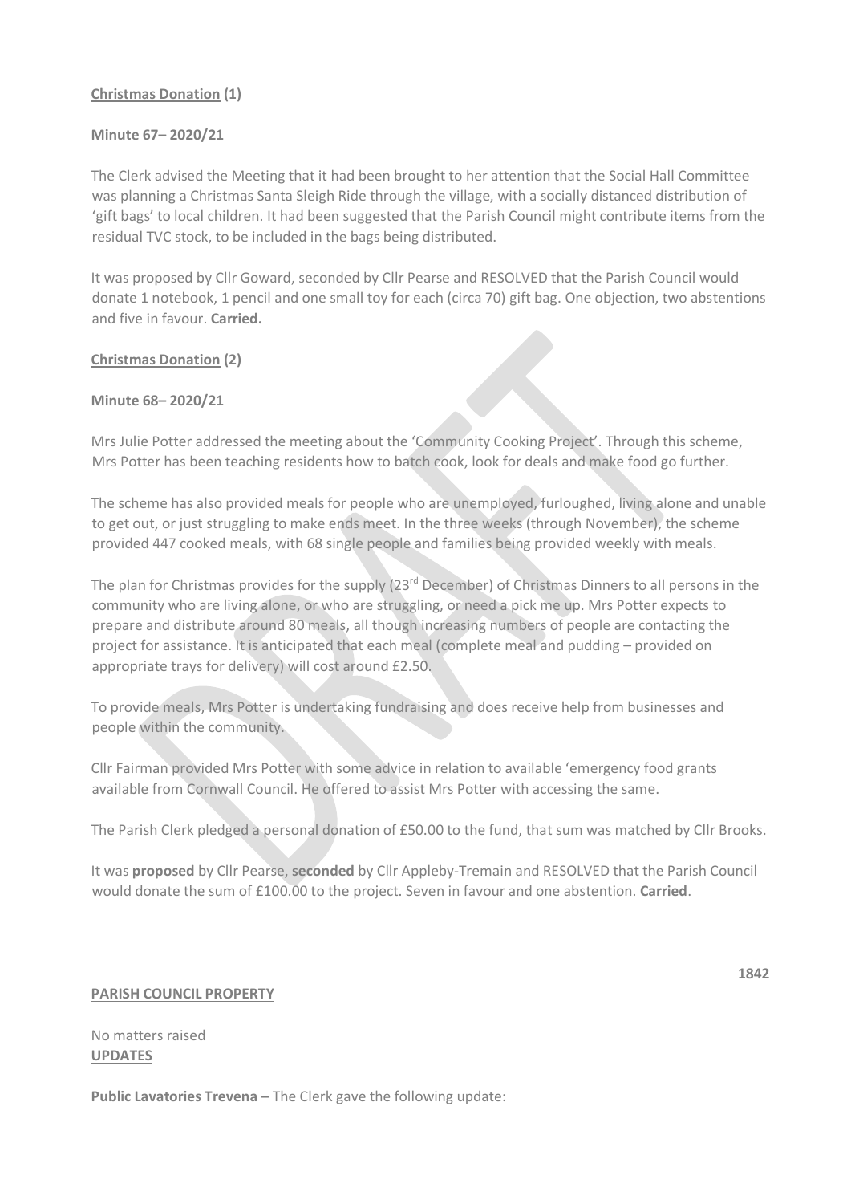**Christmas Donation (1)**

**Minute 67– 2020/21**

The Clerk advised the Meeting that it had been brought to her attention that the Social Hall Committee was planning a Christmas Santa Sleigh Ride through the village, with a socially distanced distribution of 'gift bags' to local children. It had been suggested that the Parish Council might contribute items from the residual TVC stock, to be included in the bags being distributed.

It was proposed by Cllr Goward, seconded by Cllr Pearse and RESOLVED that the Parish Council would donate 1 notebook, 1 pencil and one small toy for each (circa 70) gift bag. One objection, two abstentions and five in favour. **Carried.**

**Christmas Donation (2)**

**Minute 68– 2020/21**

Mrs Julie Potter addressed the meeting about the 'Community Cooking Project'. Through this scheme, Mrs Potter has been teaching residents how to batch cook, look for deals and make food go further.

The scheme has also provided meals for people who are unemployed, furloughed, living alone and unable to get out, or just struggling to make ends meet. In the three weeks (through November), the scheme provided 447 cooked meals, with 68 single people and families being provided weekly with meals.

The plan for Christmas provides for the supply (23rd December) of Christmas Dinners to all persons in the community who are living alone, or who are struggling, or need a pick me up. Mrs Potter expects to prepare and distribute around 80 meals, all though increasing numbers of people are contacting the project for assistance. It is anticipated that each meal (complete meal and pudding – provided on appropriate trays for delivery) will cost around £2.50.

To provide meals, Mrs Potter is undertaking fundraising and does receive help from businesses and people within the community.

Cllr Fairman provided Mrs Potter with some advice in relation to available 'emergency food grants available from Cornwall Council. He offered to assist Mrs Potter with accessing the same.

The Parish Clerk pledged a personal donation of £50.00 to the fund, that sum was matched by Cllr Brooks.

It was **proposed** by Cllr Pearse, **seconded** by Cllr Appleby-Tremain and RESOLVED that the Parish Council would donate the sum of £100.00 to the project. Seven in favour and one abstention. **Carried**.

1842

**PARISH COUNCIL PROPERTY**

No matters raised

**UPDATES**

**Public Lavatories Trevena –** The Clerk gave the following update: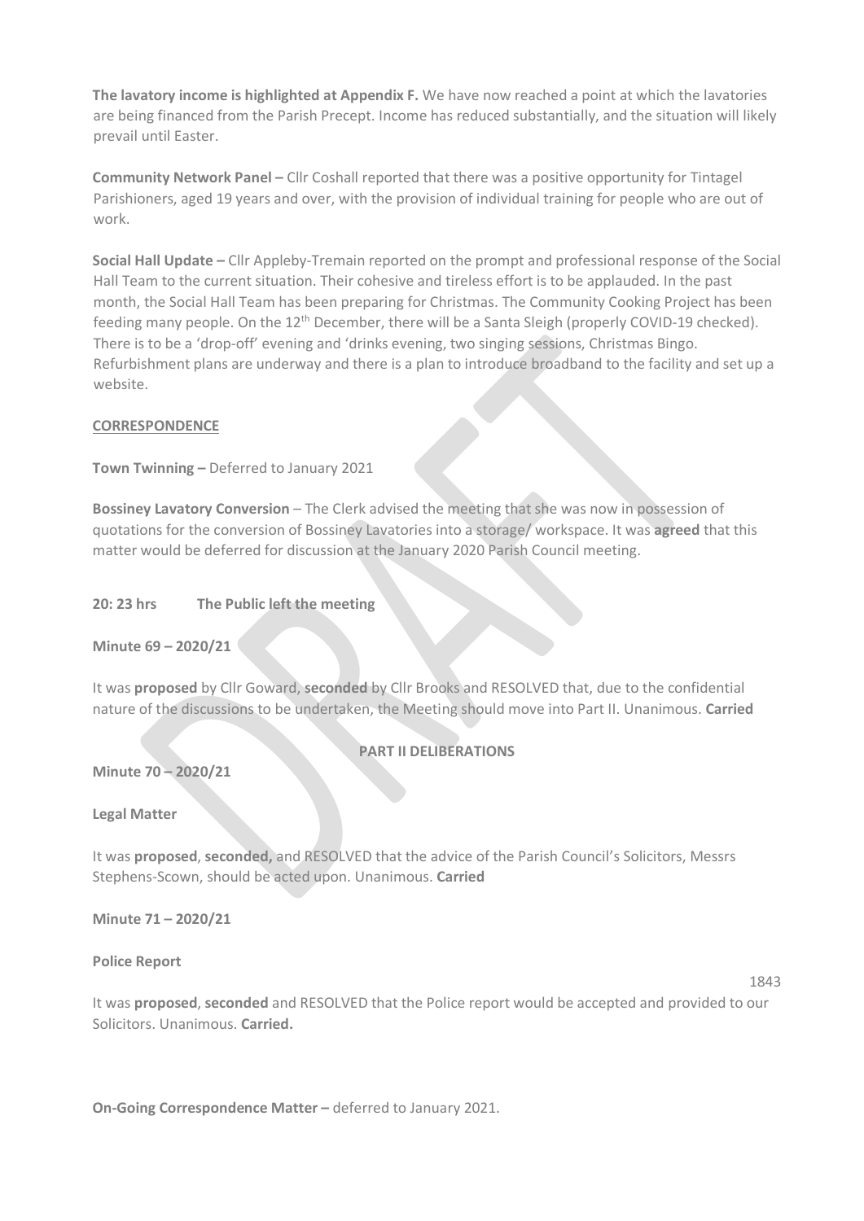**The lavatory income is highlighted at Appendix F.** We have now reached a point at which the lavatories are being financed from the Parish Precept. Income has reduced substantially, and the situation will likely prevail until Easter.

**Community Network Panel –** Cllr Coshall reported that there was a positive opportunity for Tintagel Parishioners, aged 19 years and over, with the provision of individual training for people who are out of work.

**Social Hall Update –** Cllr Appleby-Tremain reported on the prompt and professional response of the Social Hall Team to the current situation. Their cohesive and tireless effort is to be applauded. In the past month, the Social Hall Team has been preparing for Christmas. The Community Cooking Project has been feeding many people. On the 12th December, there will be a Santa Sleigh (properly COVID-19 checked). There is to be a 'drop-off' evening and 'drinks evening, two singing sessions, Christmas Bingo. Refurbishment plans are underway and there is a plan to introduce broadband to the facility and set up a website.

**CORRESPONDENCE**

**Town Twinning –** Deferred to January 2021

**Bossiney Lavatory Conversion** – The Clerk advised the meeting that she was now in possession of quotations for the conversion of Bossiney Lavatories into a storage/ workspace. It was **agreed** that this matter would be deferred for discussion at the January 2020 Parish Council meeting.

**20: 23 hrs The Public left the meeting**

**Minute 69 – 2020/21**

It was **proposed** by Cllr Goward, **seconded** by Cllr Brooks and RESOLVED that, due to the confidential nature of the discussions to be undertaken, the Meeting should move into Part II. Unanimous. **Carried**

**PART II DELIBERATIONS**

**Minute 70 – 2020/21**

**Legal Matter**

It was **proposed**, **seconded,** and RESOLVED that the advice of the Parish Council's Solicitors, Messrs Stephens-Scown, should be acted upon. Unanimous. **Carried**

**Minute 71 – 2020/21**

**Police Report**

It was **proposed**, **seconded** and RESOLVED that the Police report would be accepted and provided to our Solicitors. Unanimous. **Carried.**

**On-Going Correspondence Matter –** deferred to January 2021.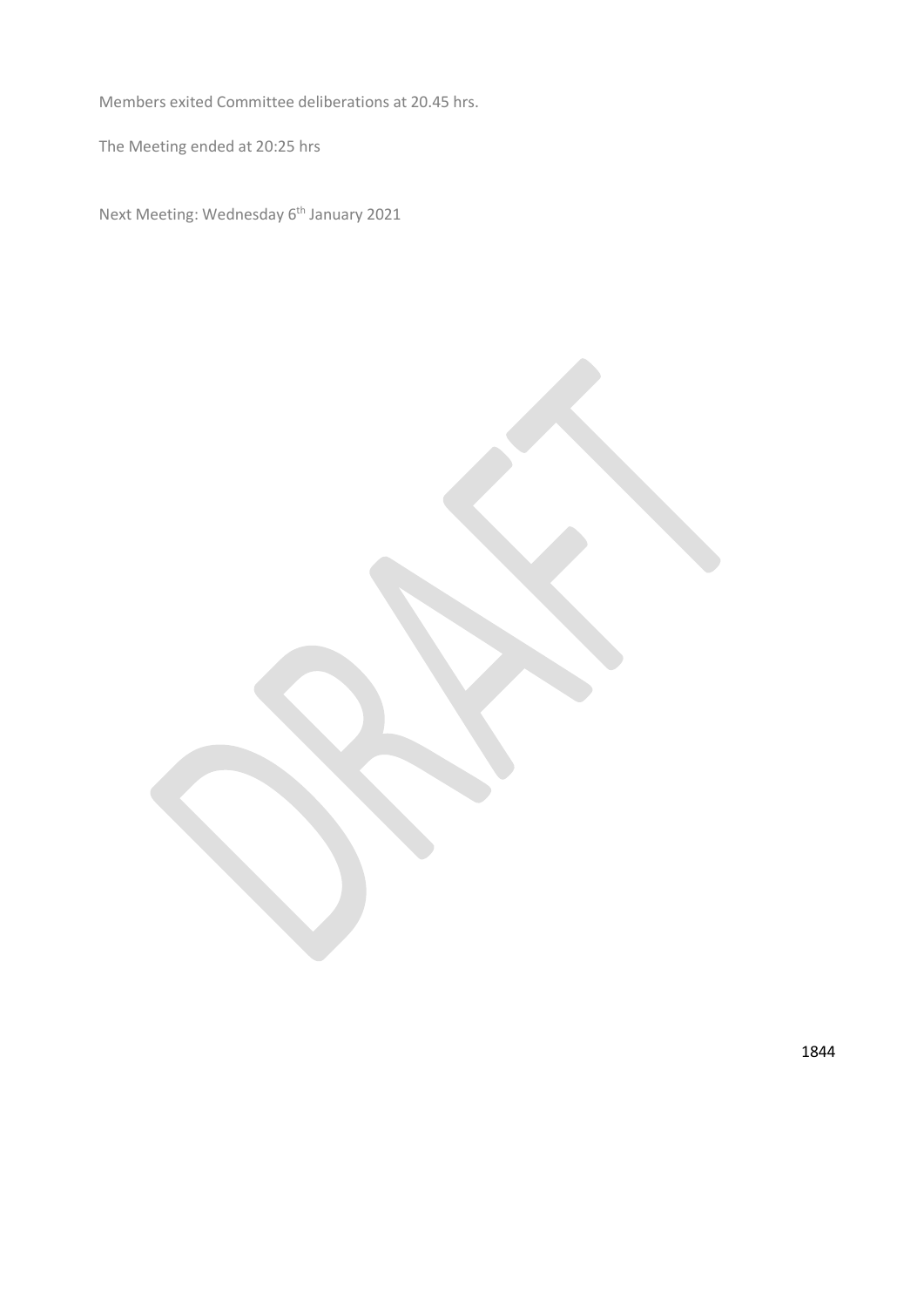Members exited Committee deliberations at 20.45 hrs.

The Meeting ended at 20:25 hrs

Next Meeting: Wednesday 6th January 2021